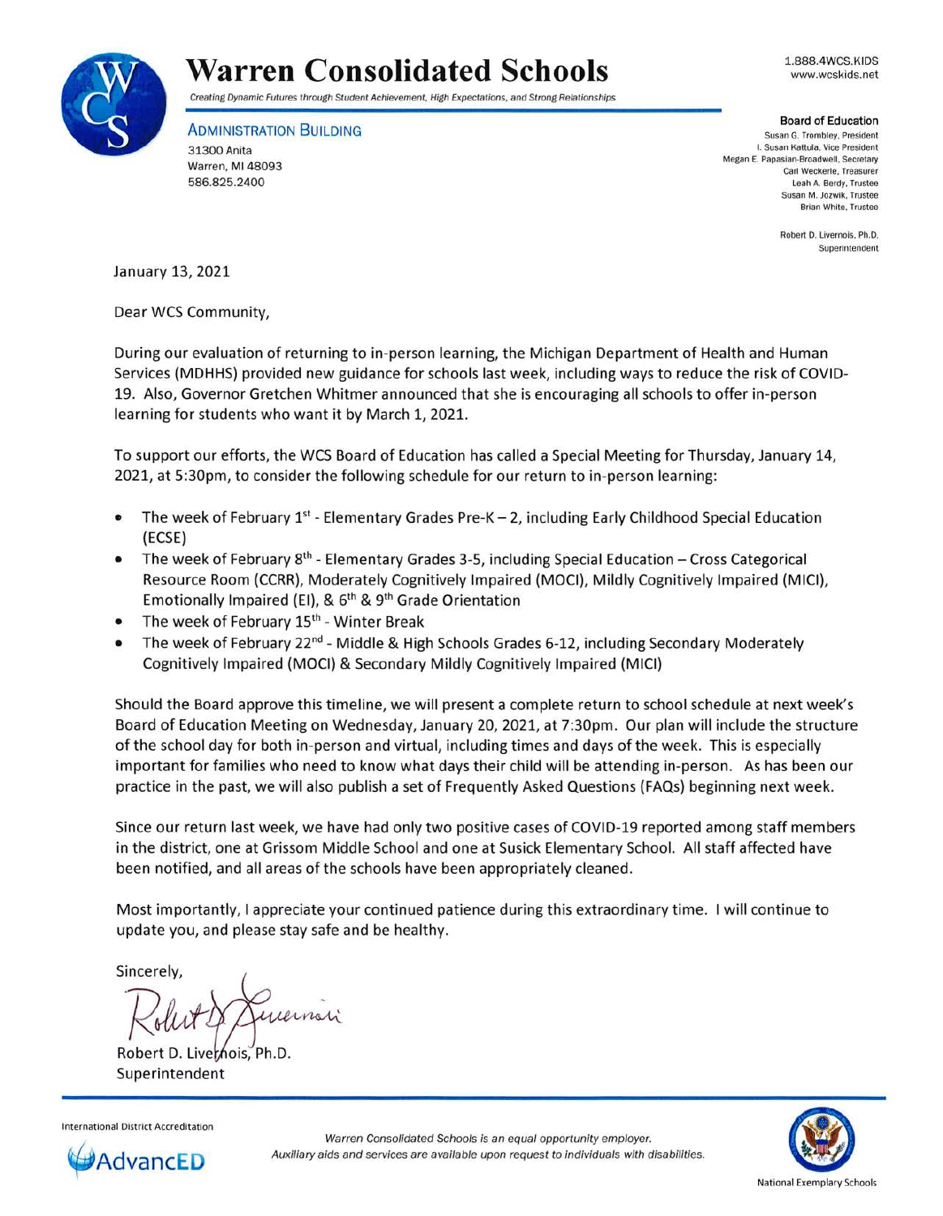# Warren Consolidated Schools

*Creating Dynamic Futures through Student Achievement, High Expectations, and Strong Relationships*

1.888.4WCS.KIDS
www.wcskids.net

**ADMINISTRATION BUILDING**
31300 Anita
Warren, MI 48093
586.825.2400

**Board of Education**
Susan G. Trombley, President
I. Susan Kattula, Vice President
Megan E. Papasian-Broadwell, Secretary
Carl Weckerle, Treasurer
Leah A. Berdy, Trustee
Susan M. Jozwik, Trustee
Brian White, Trustee

Robert D. Livernois, Ph.D.
Superintendent

January 13, 2021

Dear WCS Community,

During our evaluation of returning to in-person learning, the Michigan Department of Health and Human Services (MDHHS) provided new guidance for schools last week, including ways to reduce the risk of COVID-19. Also, Governor Gretchen Whitmer announced that she is encouraging all schools to offer in-person learning for students who want it by March 1, 2021.

To support our efforts, the WCS Board of Education has called a Special Meeting for Thursday, January 14, 2021, at 5:30pm, to consider the following schedule for our return to in-person learning:

- The week of February 1st - Elementary Grades Pre-K – 2, including Early Childhood Special Education (ECSE)
- The week of February 8th - Elementary Grades 3-5, including Special Education – Cross Categorical Resource Room (CCRR), Moderately Cognitively Impaired (MOCI), Mildly Cognitively Impaired (MICI), Emotionally Impaired (EI), & 6th & 9th Grade Orientation
- The week of February 15th - Winter Break
- The week of February 22nd - Middle & High Schools Grades 6-12, including Secondary Moderately Cognitively Impaired (MOCI) & Secondary Mildly Cognitively Impaired (MICI)

Should the Board approve this timeline, we will present a complete return to school schedule at next week's Board of Education Meeting on Wednesday, January 20, 2021, at 7:30pm. Our plan will include the structure of the school day for both in-person and virtual, including times and days of the week. This is especially important for families who need to know what days their child will be attending in-person. As has been our practice in the past, we will also publish a set of Frequently Asked Questions (FAQs) beginning next week.

Since our return last week, we have had only two positive cases of COVID-19 reported among staff members in the district, one at Grissom Middle School and one at Susick Elementary School. All staff affected have been notified, and all areas of the schools have been appropriately cleaned.

Most importantly, I appreciate your continued patience during this extraordinary time. I will continue to update you, and please stay safe and be healthy.

Sincerely,

Robert D. Livernois, Ph.D.
Superintendent

International District Accreditation
AdvancED

*Warren Consolidated Schools is an equal opportunity employer.*
*Auxiliary aids and services are available upon request to individuals with disabilities.*

National Exemplary Schools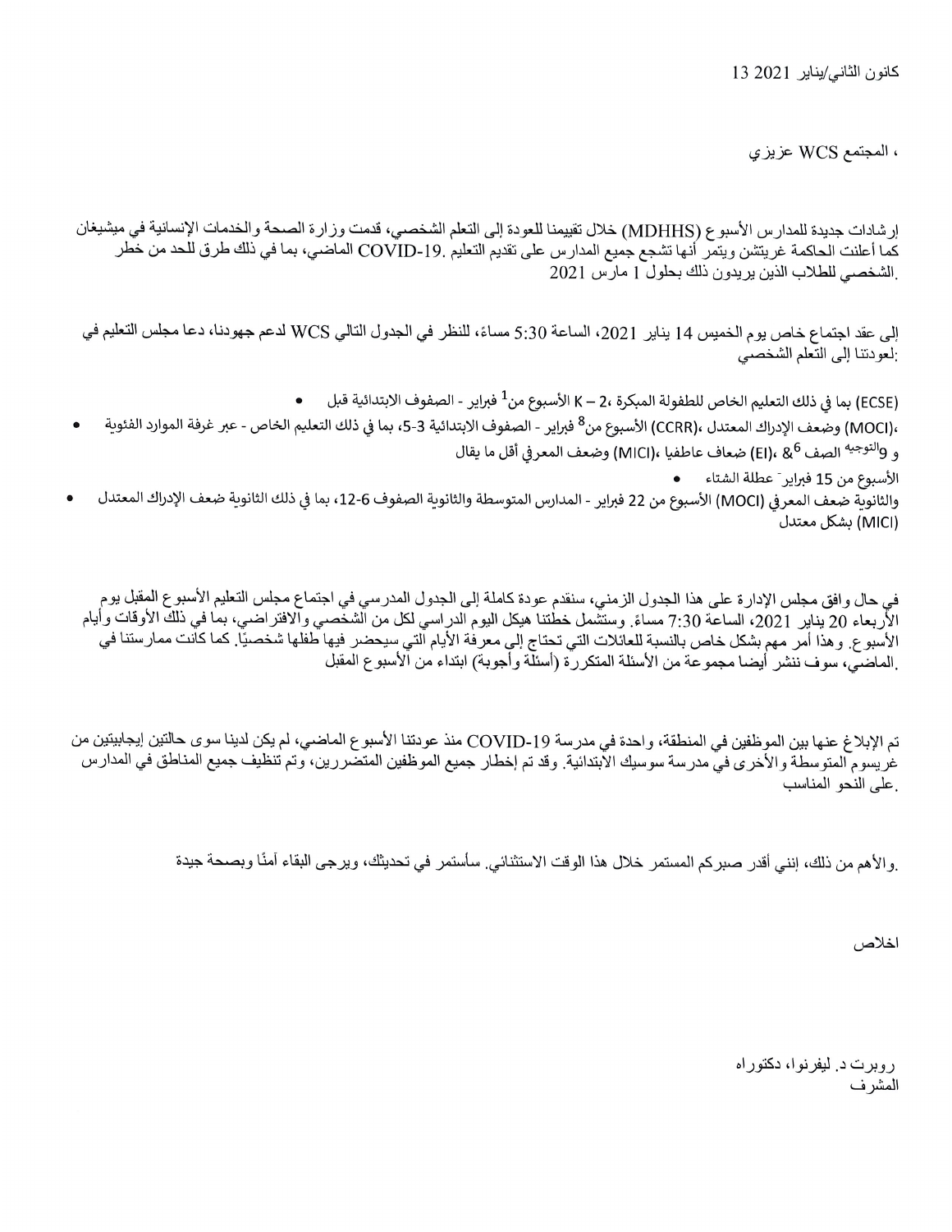كانون الثاني/يناير 13 2021

عزيزي WCS المجتمع ،

إرشادات جديدة للمدارس الأسبوع (MDHHS) خلال تقييمنا للعودة إلى التعلم الشخصي، قدمت وزارة الصحة والخدمات الإنسانية في ميشيغان كما أعلنت الحاكمة غريتشن ويتمر أنها تشجع جميع المدارس على تقديم التعليم .COVID-19 الماضي، بما في ذلك طرق للحد من خطر الشخصي للطلاب الذين يريدون ذلك بحلول 1 مارس 2021.

إلى عقد اجتماع خاص يوم الخميس 14 يناير 2021، الساعة 5:30 مساءً، للنظر في الجدول التالي WCS لدعم جهودنا، دعا مجلس التعليم في لعودتنا إلى التعلم الشخصي:

- (ECSE) بما في ذلك التعليم الخاص للطفولة المبكرة ،K – 2 الأسبوع من[1] فبراير - الصفوف الابتدائية قبل
- ،(MOCI) وضعف الإدراك المعتدل ،(CCRR) الأسبوع من[8] فبراير - الصفوف الابتدائية 3-5، بما في ذلك التعليم الخاص - عبر غرفة الموارد الفئوية و 9[التوجيه] الصف 6[&] ،(EI) ضعاف عاطفيا ،(MICI) وضعف المعرفي أقل ما يقال
- الأسبوع من 15 فبراير- عطلة الشتاء
- والثانوية ضعف المعرفي (MOCI) الأسبوع من 22 فبراير - المدارس المتوسطة والثانوية الصفوف 6-12، بما في ذلك الثانوية ضعف الإدراك المعتدل (MICI) بشكل معتدل

في حال وافق مجلس الإدارة على هذا الجدول الزمني، سنقدم عودة كاملة إلى الجدول المدرسي في اجتماع مجلس التعليم الأسبوع المقبل يوم الأربعاء 20 يناير 2021، الساعة 7:30 مساءً. وستشمل خطتنا هيكل اليوم الدراسي لكل من الشخصي والافتراضي، بما في ذلك الأوقات وأيام الأسبوع. وهذا أمر مهم بشكل خاص بالنسبة للعائلات التي تحتاج إلى معرفة الأيام التي سيحضر فيها طفلها شخصيًا. كما كانت ممارستنا في الماضي، سوف ننشر أيضا مجموعة من الأسئلة المتكررة (أسئلة وأجوبة) ابتداء من الأسبوع المقبل.

تم الإبلاغ عنها بين الموظفين في المنطقة، واحدة في مدرسة COVID-19 منذ عودتنا الأسبوع الماضي، لم يكن لدينا سوى حالتين إيجابيتين من غريسوم المتوسطة والأخرى في مدرسة سوسيك الابتدائية. وقد تم إخطار جميع الموظفين المتضررين، وتم تنظيف جميع المناطق في المدارس على النحو المناسب.

والأهم من ذلك، إنني أقدر صبركم المستمر خلال هذا الوقت الاستثنائي. سأستمر في تحديثك، ويرجى البقاء آمنًا وبصحة جيدة.

اخلاص

روبرت د. ليفرنوا، دكتوراه
المشرف